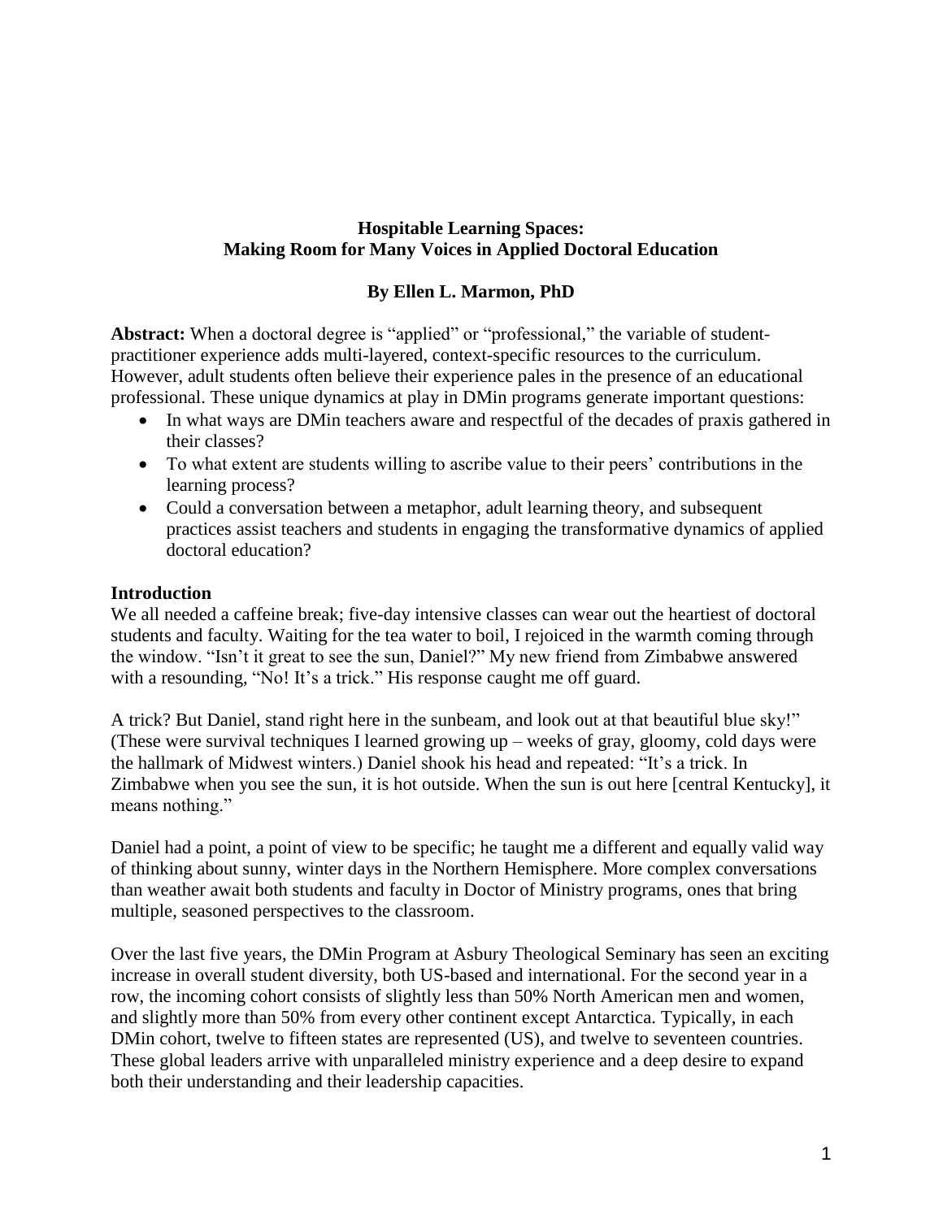# Hospitable Learning Spaces: Making Room for Many Voices in Applied Doctoral Education

**By Ellen L. Marmon, PhD**

**Abstract:** When a doctoral degree is "applied" or "professional," the variable of student-practitioner experience adds multi-layered, context-specific resources to the curriculum. However, adult students often believe their experience pales in the presence of an educational professional. These unique dynamics at play in DMin programs generate important questions:

- In what ways are DMin teachers aware and respectful of the decades of praxis gathered in their classes?
- To what extent are students willing to ascribe value to their peers' contributions in the learning process?
- Could a conversation between a metaphor, adult learning theory, and subsequent practices assist teachers and students in engaging the transformative dynamics of applied doctoral education?

## Introduction

We all needed a caffeine break; five-day intensive classes can wear out the heartiest of doctoral students and faculty. Waiting for the tea water to boil, I rejoiced in the warmth coming through the window. "Isn't it great to see the sun, Daniel?" My new friend from Zimbabwe answered with a resounding, "No! It's a trick." His response caught me off guard.

A trick? But Daniel, stand right here in the sunbeam, and look out at that beautiful blue sky!" (These were survival techniques I learned growing up – weeks of gray, gloomy, cold days were the hallmark of Midwest winters.) Daniel shook his head and repeated: "It's a trick. In Zimbabwe when you see the sun, it is hot outside. When the sun is out here [central Kentucky], it means nothing."

Daniel had a point, a point of view to be specific; he taught me a different and equally valid way of thinking about sunny, winter days in the Northern Hemisphere. More complex conversations than weather await both students and faculty in Doctor of Ministry programs, ones that bring multiple, seasoned perspectives to the classroom.

Over the last five years, the DMin Program at Asbury Theological Seminary has seen an exciting increase in overall student diversity, both US-based and international. For the second year in a row, the incoming cohort consists of slightly less than 50% North American men and women, and slightly more than 50% from every other continent except Antarctica. Typically, in each DMin cohort, twelve to fifteen states are represented (US), and twelve to seventeen countries. These global leaders arrive with unparalleled ministry experience and a deep desire to expand both their understanding and their leadership capacities.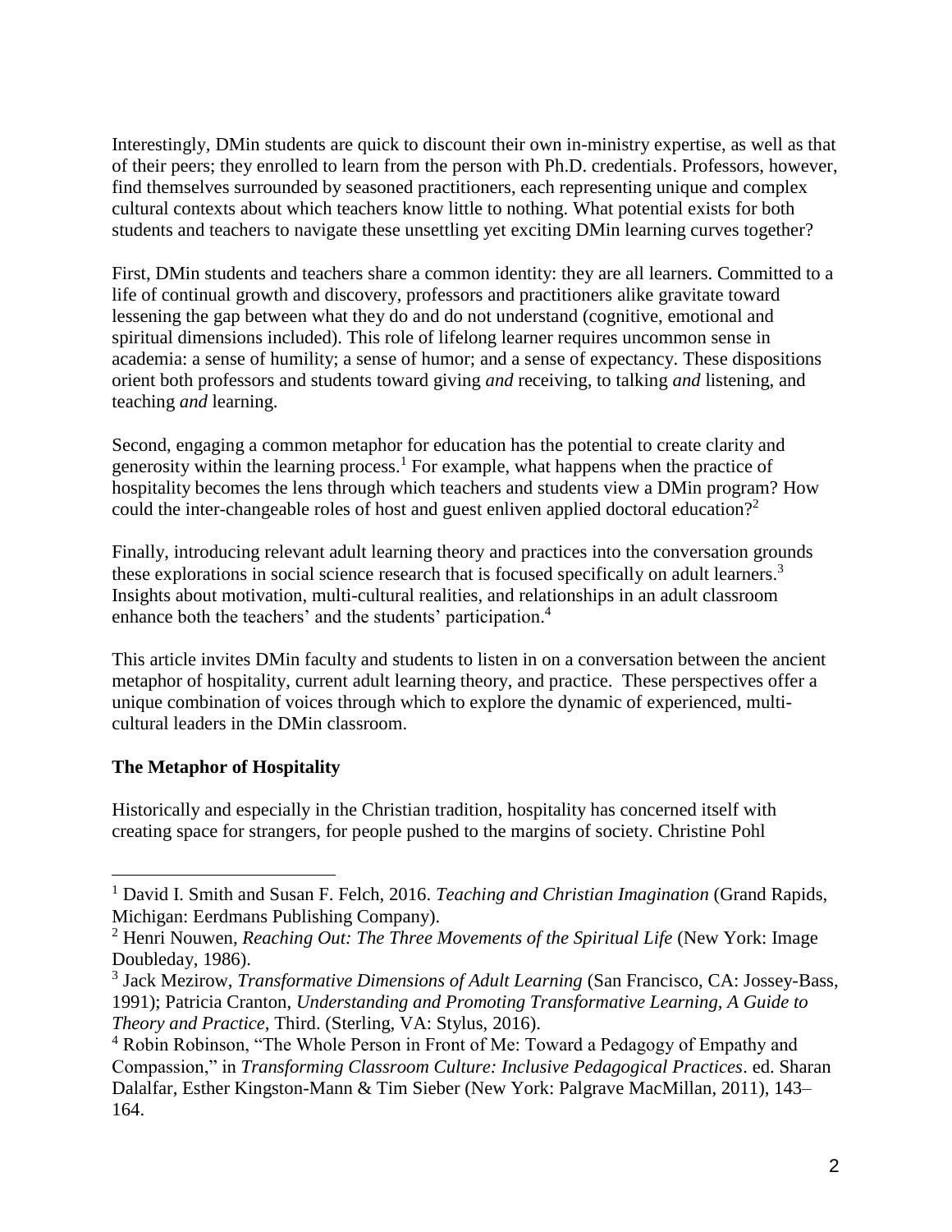Interestingly, DMin students are quick to discount their own in-ministry expertise, as well as that of their peers; they enrolled to learn from the person with Ph.D. credentials. Professors, however, find themselves surrounded by seasoned practitioners, each representing unique and complex cultural contexts about which teachers know little to nothing. What potential exists for both students and teachers to navigate these unsettling yet exciting DMin learning curves together?

First, DMin students and teachers share a common identity: they are all learners. Committed to a life of continual growth and discovery, professors and practitioners alike gravitate toward lessening the gap between what they do and do not understand (cognitive, emotional and spiritual dimensions included). This role of lifelong learner requires uncommon sense in academia: a sense of humility; a sense of humor; and a sense of expectancy. These dispositions orient both professors and students toward giving *and* receiving, to talking *and* listening, and teaching *and* learning.

Second, engaging a common metaphor for education has the potential to create clarity and generosity within the learning process.[1] For example, what happens when the practice of hospitality becomes the lens through which teachers and students view a DMin program? How could the inter-changeable roles of host and guest enliven applied doctoral education?[2]

Finally, introducing relevant adult learning theory and practices into the conversation grounds these explorations in social science research that is focused specifically on adult learners.[3] Insights about motivation, multi-cultural realities, and relationships in an adult classroom enhance both the teachers' and the students' participation.[4]

This article invites DMin faculty and students to listen in on a conversation between the ancient metaphor of hospitality, current adult learning theory, and practice. These perspectives offer a unique combination of voices through which to explore the dynamic of experienced, multi-cultural leaders in the DMin classroom.

**The Metaphor of Hospitality**

Historically and especially in the Christian tradition, hospitality has concerned itself with creating space for strangers, for people pushed to the margins of society. Christine Pohl

---

[1] David I. Smith and Susan F. Felch, 2016. *Teaching and Christian Imagination* (Grand Rapids, Michigan: Eerdmans Publishing Company).

[2] Henri Nouwen, *Reaching Out: The Three Movements of the Spiritual Life* (New York: Image Doubleday, 1986).

[3] Jack Mezirow, *Transformative Dimensions of Adult Learning* (San Francisco, CA: Jossey-Bass, 1991); Patricia Cranton, *Understanding and Promoting Transformative Learning, A Guide to Theory and Practice*, Third. (Sterling, VA: Stylus, 2016).

[4] Robin Robinson, "The Whole Person in Front of Me: Toward a Pedagogy of Empathy and Compassion," in *Transforming Classroom Culture: Inclusive Pedagogical Practices*. ed. Sharan Dalalfar, Esther Kingston-Mann & Tim Sieber (New York: Palgrave MacMillan, 2011), 143–164.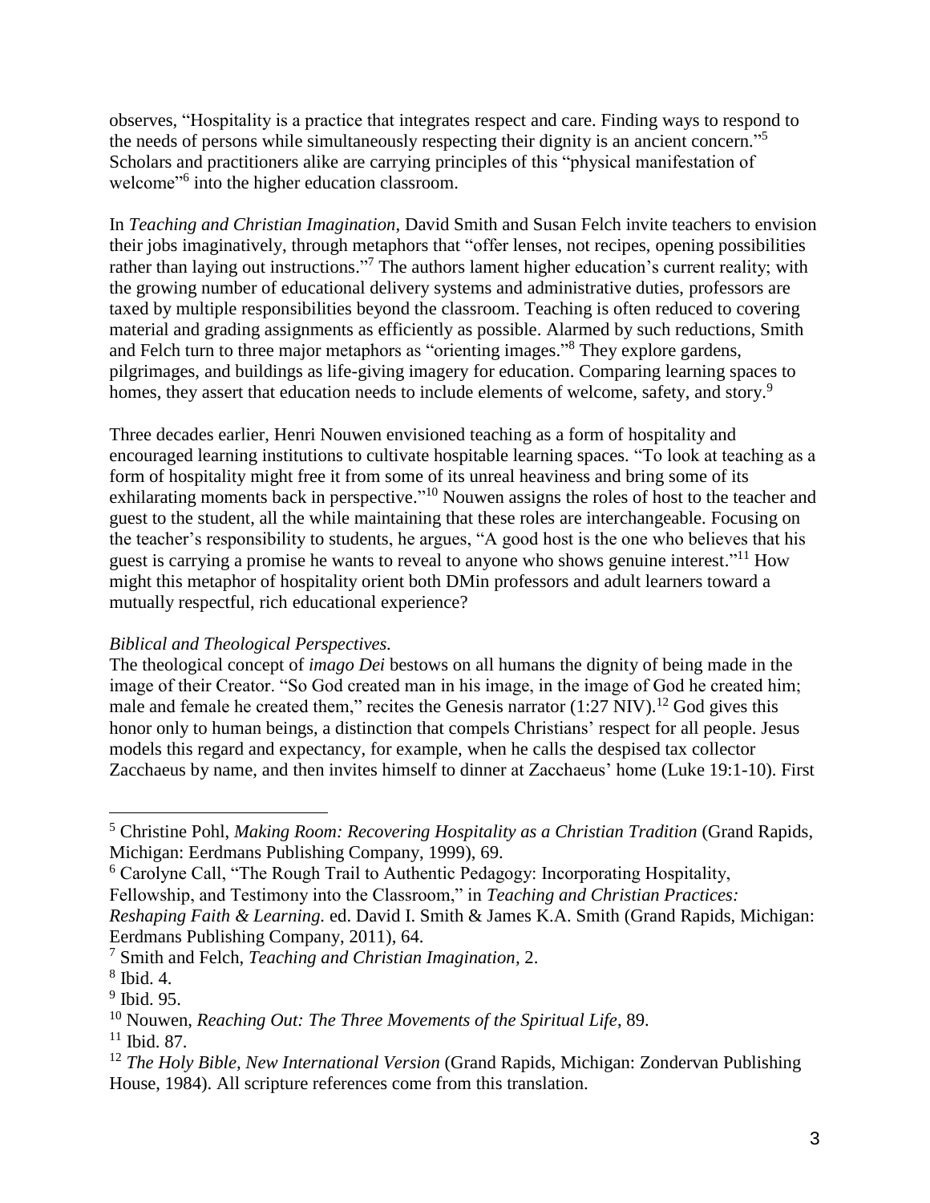observes, "Hospitality is a practice that integrates respect and care. Finding ways to respond to the needs of persons while simultaneously respecting their dignity is an ancient concern."[5] Scholars and practitioners alike are carrying principles of this "physical manifestation of welcome"[6] into the higher education classroom.

In *Teaching and Christian Imagination*, David Smith and Susan Felch invite teachers to envision their jobs imaginatively, through metaphors that "offer lenses, not recipes, opening possibilities rather than laying out instructions."[7] The authors lament higher education's current reality; with the growing number of educational delivery systems and administrative duties, professors are taxed by multiple responsibilities beyond the classroom. Teaching is often reduced to covering material and grading assignments as efficiently as possible. Alarmed by such reductions, Smith and Felch turn to three major metaphors as "orienting images."[8] They explore gardens, pilgrimages, and buildings as life-giving imagery for education. Comparing learning spaces to homes, they assert that education needs to include elements of welcome, safety, and story.[9]

Three decades earlier, Henri Nouwen envisioned teaching as a form of hospitality and encouraged learning institutions to cultivate hospitable learning spaces. "To look at teaching as a form of hospitality might free it from some of its unreal heaviness and bring some of its exhilarating moments back in perspective."[10] Nouwen assigns the roles of host to the teacher and guest to the student, all the while maintaining that these roles are interchangeable. Focusing on the teacher's responsibility to students, he argues, "A good host is the one who believes that his guest is carrying a promise he wants to reveal to anyone who shows genuine interest."[11] How might this metaphor of hospitality orient both DMin professors and adult learners toward a mutually respectful, rich educational experience?

*Biblical and Theological Perspectives.*

The theological concept of *imago Dei* bestows on all humans the dignity of being made in the image of their Creator. "So God created man in his image, in the image of God he created him; male and female he created them," recites the Genesis narrator (1:27 NIV).[12] God gives this honor only to human beings, a distinction that compels Christians' respect for all people. Jesus models this regard and expectancy, for example, when he calls the despised tax collector Zacchaeus by name, and then invites himself to dinner at Zacchaeus' home (Luke 19:1-10). First

---

[5] Christine Pohl, *Making Room: Recovering Hospitality as a Christian Tradition* (Grand Rapids, Michigan: Eerdmans Publishing Company, 1999), 69.

[6] Carolyne Call, "The Rough Trail to Authentic Pedagogy: Incorporating Hospitality, Fellowship, and Testimony into the Classroom," in *Teaching and Christian Practices: Reshaping Faith & Learning.* ed. David I. Smith & James K.A. Smith (Grand Rapids, Michigan: Eerdmans Publishing Company, 2011), 64.

[7] Smith and Felch, *Teaching and Christian Imagination*, 2.

[8] Ibid. 4.

[9] Ibid. 95.

[10] Nouwen, *Reaching Out: The Three Movements of the Spiritual Life*, 89.

[11] Ibid. 87.

[12] *The Holy Bible, New International Version* (Grand Rapids, Michigan: Zondervan Publishing House, 1984). All scripture references come from this translation.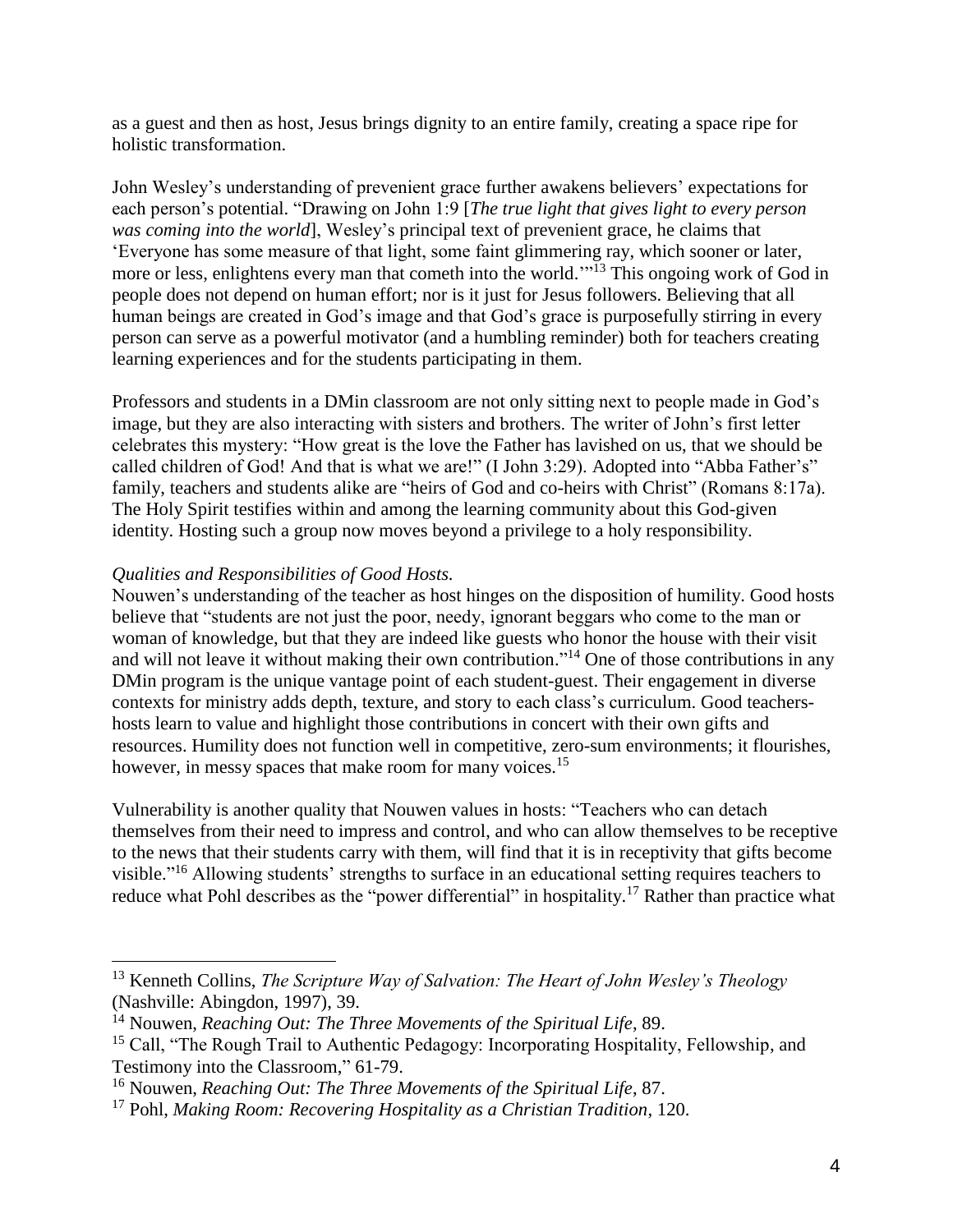as a guest and then as host, Jesus brings dignity to an entire family, creating a space ripe for holistic transformation.

John Wesley's understanding of prevenient grace further awakens believers' expectations for each person's potential. "Drawing on John 1:9 [*The true light that gives light to every person was coming into the world*], Wesley's principal text of prevenient grace, he claims that 'Everyone has some measure of that light, some faint glimmering ray, which sooner or later, more or less, enlightens every man that cometh into the world.'"[13] This ongoing work of God in people does not depend on human effort; nor is it just for Jesus followers. Believing that all human beings are created in God's image and that God's grace is purposefully stirring in every person can serve as a powerful motivator (and a humbling reminder) both for teachers creating learning experiences and for the students participating in them.

Professors and students in a DMin classroom are not only sitting next to people made in God's image, but they are also interacting with sisters and brothers. The writer of John's first letter celebrates this mystery: "How great is the love the Father has lavished on us, that we should be called children of God! And that is what we are!" (I John 3:29). Adopted into "Abba Father's" family, teachers and students alike are "heirs of God and co-heirs with Christ" (Romans 8:17a). The Holy Spirit testifies within and among the learning community about this God-given identity. Hosting such a group now moves beyond a privilege to a holy responsibility.

*Qualities and Responsibilities of Good Hosts.*

Nouwen's understanding of the teacher as host hinges on the disposition of humility. Good hosts believe that "students are not just the poor, needy, ignorant beggars who come to the man or woman of knowledge, but that they are indeed like guests who honor the house with their visit and will not leave it without making their own contribution."[14] One of those contributions in any DMin program is the unique vantage point of each student-guest. Their engagement in diverse contexts for ministry adds depth, texture, and story to each class's curriculum. Good teachers-hosts learn to value and highlight those contributions in concert with their own gifts and resources. Humility does not function well in competitive, zero-sum environments; it flourishes, however, in messy spaces that make room for many voices.[15]

Vulnerability is another quality that Nouwen values in hosts: "Teachers who can detach themselves from their need to impress and control, and who can allow themselves to be receptive to the news that their students carry with them, will find that it is in receptivity that gifts become visible."[16] Allowing students' strengths to surface in an educational setting requires teachers to reduce what Pohl describes as the "power differential" in hospitality.[17] Rather than practice what

---

[13] Kenneth Collins, *The Scripture Way of Salvation: The Heart of John Wesley's Theology* (Nashville: Abingdon, 1997), 39.

[14] Nouwen, *Reaching Out: The Three Movements of the Spiritual Life*, 89.

[15] Call, "The Rough Trail to Authentic Pedagogy: Incorporating Hospitality, Fellowship, and Testimony into the Classroom," 61-79.

[16] Nouwen, *Reaching Out: The Three Movements of the Spiritual Life*, 87.

[17] Pohl, *Making Room: Recovering Hospitality as a Christian Tradition*, 120.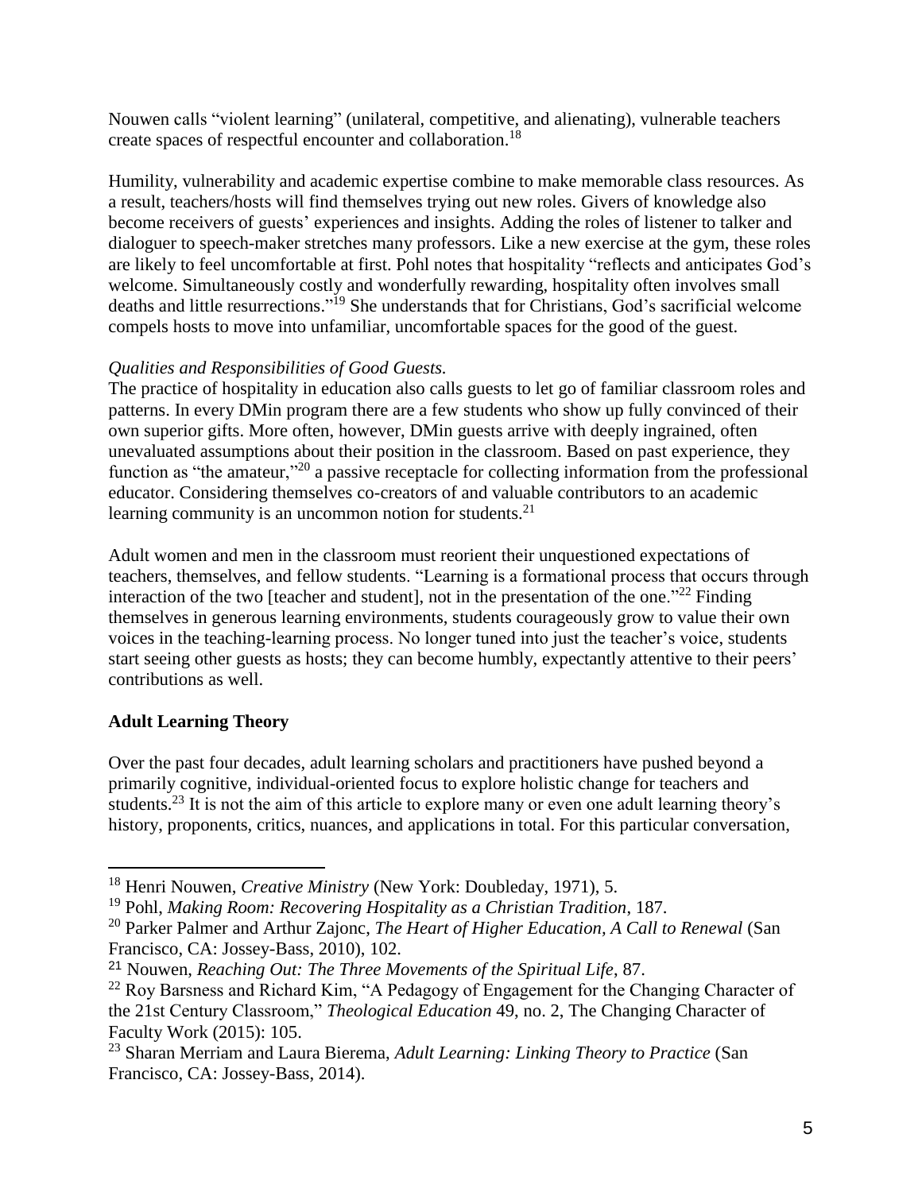Nouwen calls "violent learning" (unilateral, competitive, and alienating), vulnerable teachers create spaces of respectful encounter and collaboration.[18]

Humility, vulnerability and academic expertise combine to make memorable class resources. As a result, teachers/hosts will find themselves trying out new roles. Givers of knowledge also become receivers of guests' experiences and insights. Adding the roles of listener to talker and dialoguer to speech-maker stretches many professors. Like a new exercise at the gym, these roles are likely to feel uncomfortable at first. Pohl notes that hospitality "reflects and anticipates God's welcome. Simultaneously costly and wonderfully rewarding, hospitality often involves small deaths and little resurrections."[19] She understands that for Christians, God's sacrificial welcome compels hosts to move into unfamiliar, uncomfortable spaces for the good of the guest.

*Qualities and Responsibilities of Good Guests.*

The practice of hospitality in education also calls guests to let go of familiar classroom roles and patterns. In every DMin program there are a few students who show up fully convinced of their own superior gifts. More often, however, DMin guests arrive with deeply ingrained, often unevaluated assumptions about their position in the classroom. Based on past experience, they function as "the amateur,"[20] a passive receptacle for collecting information from the professional educator. Considering themselves co-creators of and valuable contributors to an academic learning community is an uncommon notion for students.[21]

Adult women and men in the classroom must reorient their unquestioned expectations of teachers, themselves, and fellow students. "Learning is a formational process that occurs through interaction of the two [teacher and student], not in the presentation of the one."[22] Finding themselves in generous learning environments, students courageously grow to value their own voices in the teaching-learning process. No longer tuned into just the teacher's voice, students start seeing other guests as hosts; they can become humbly, expectantly attentive to their peers' contributions as well.

## Adult Learning Theory

Over the past four decades, adult learning scholars and practitioners have pushed beyond a primarily cognitive, individual-oriented focus to explore holistic change for teachers and students.[23] It is not the aim of this article to explore many or even one adult learning theory's history, proponents, critics, nuances, and applications in total. For this particular conversation,

---

[18] Henri Nouwen, *Creative Ministry* (New York: Doubleday, 1971), 5.

[19] Pohl, *Making Room: Recovering Hospitality as a Christian Tradition*, 187.

[20] Parker Palmer and Arthur Zajonc, *The Heart of Higher Education, A Call to Renewal* (San Francisco, CA: Jossey-Bass, 2010), 102.

[21] Nouwen, *Reaching Out: The Three Movements of the Spiritual Life*, 87.

[22] Roy Barsness and Richard Kim, "A Pedagogy of Engagement for the Changing Character of the 21st Century Classroom," *Theological Education* 49, no. 2, The Changing Character of Faculty Work (2015): 105.

[23] Sharan Merriam and Laura Bierema, *Adult Learning: Linking Theory to Practice* (San Francisco, CA: Jossey-Bass, 2014).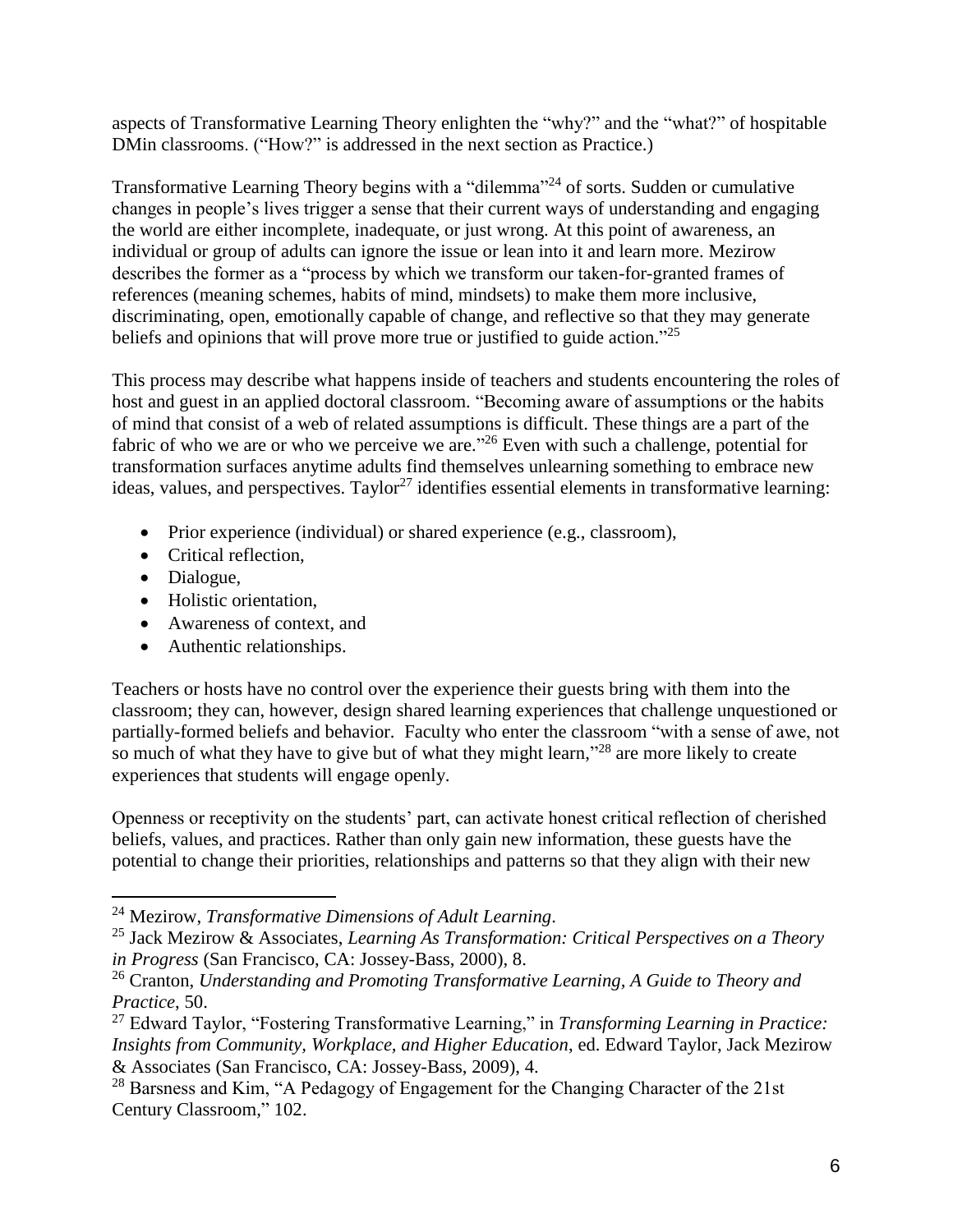aspects of Transformative Learning Theory enlighten the "why?" and the "what?" of hospitable DMin classrooms. ("How?" is addressed in the next section as Practice.)

Transformative Learning Theory begins with a "dilemma"[24] of sorts. Sudden or cumulative changes in people's lives trigger a sense that their current ways of understanding and engaging the world are either incomplete, inadequate, or just wrong. At this point of awareness, an individual or group of adults can ignore the issue or lean into it and learn more. Mezirow describes the former as a "process by which we transform our taken-for-granted frames of references (meaning schemes, habits of mind, mindsets) to make them more inclusive, discriminating, open, emotionally capable of change, and reflective so that they may generate beliefs and opinions that will prove more true or justified to guide action."[25]

This process may describe what happens inside of teachers and students encountering the roles of host and guest in an applied doctoral classroom. "Becoming aware of assumptions or the habits of mind that consist of a web of related assumptions is difficult. These things are a part of the fabric of who we are or who we perceive we are."[26] Even with such a challenge, potential for transformation surfaces anytime adults find themselves unlearning something to embrace new ideas, values, and perspectives. Taylor[27] identifies essential elements in transformative learning:

- Prior experience (individual) or shared experience (e.g., classroom),
- Critical reflection,
- Dialogue,
- Holistic orientation,
- Awareness of context, and
- Authentic relationships.

Teachers or hosts have no control over the experience their guests bring with them into the classroom; they can, however, design shared learning experiences that challenge unquestioned or partially-formed beliefs and behavior. Faculty who enter the classroom "with a sense of awe, not so much of what they have to give but of what they might learn,"[28] are more likely to create experiences that students will engage openly.

Openness or receptivity on the students' part, can activate honest critical reflection of cherished beliefs, values, and practices. Rather than only gain new information, these guests have the potential to change their priorities, relationships and patterns so that they align with their new

---

[24] Mezirow, *Transformative Dimensions of Adult Learning*.

[25] Jack Mezirow & Associates, *Learning As Transformation: Critical Perspectives on a Theory in Progress* (San Francisco, CA: Jossey-Bass, 2000), 8.

[26] Cranton, *Understanding and Promoting Transformative Learning, A Guide to Theory and Practice*, 50.

[27] Edward Taylor, "Fostering Transformative Learning," in *Transforming Learning in Practice: Insights from Community, Workplace, and Higher Education*, ed. Edward Taylor, Jack Mezirow & Associates (San Francisco, CA: Jossey-Bass, 2009), 4.

[28] Barsness and Kim, "A Pedagogy of Engagement for the Changing Character of the 21st Century Classroom," 102.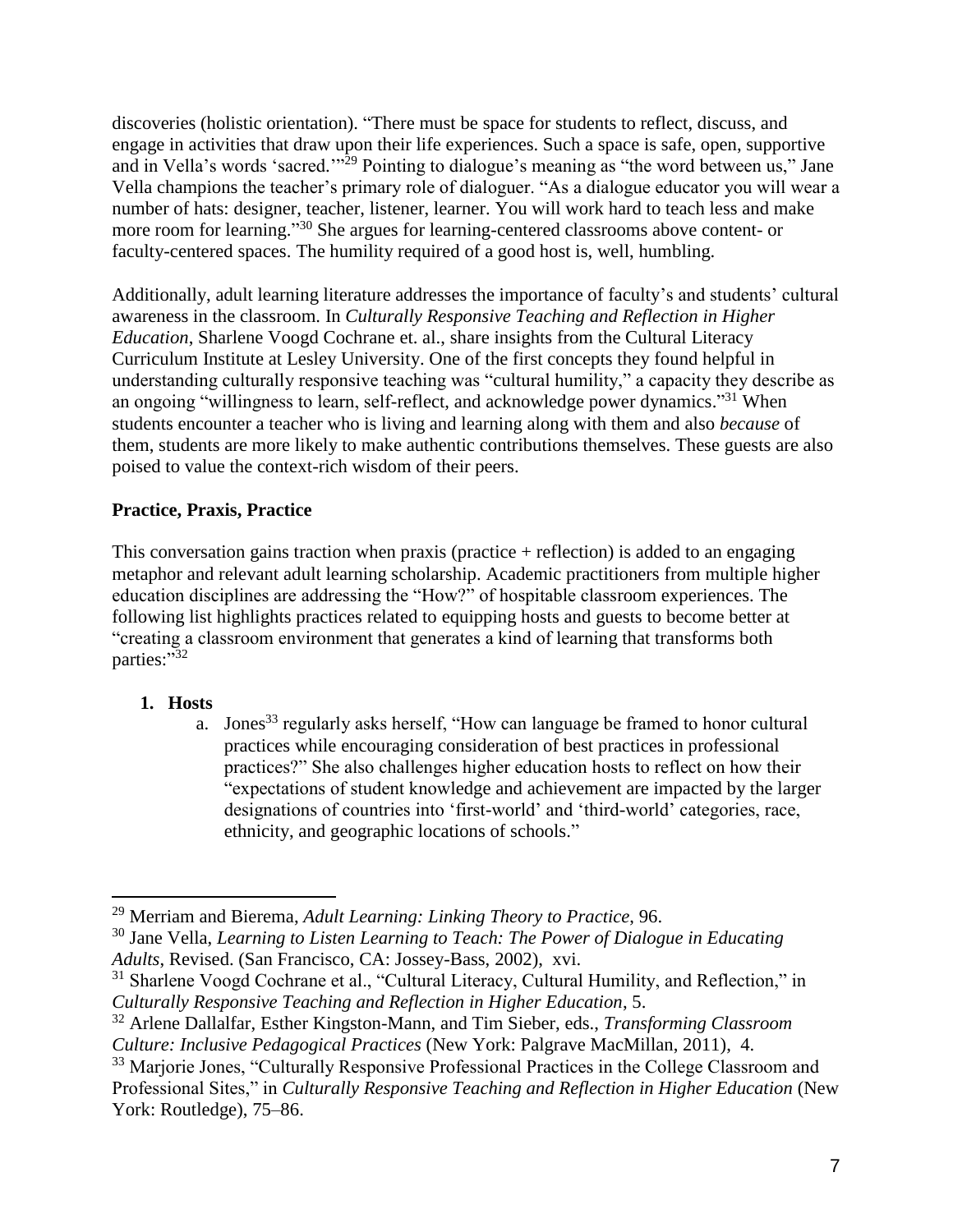discoveries (holistic orientation). "There must be space for students to reflect, discuss, and engage in activities that draw upon their life experiences. Such a space is safe, open, supportive and in Vella's words 'sacred.'"[29] Pointing to dialogue's meaning as "the word between us," Jane Vella champions the teacher's primary role of dialoguer. "As a dialogue educator you will wear a number of hats: designer, teacher, listener, learner. You will work hard to teach less and make more room for learning."[30] She argues for learning-centered classrooms above content- or faculty-centered spaces. The humility required of a good host is, well, humbling.

Additionally, adult learning literature addresses the importance of faculty's and students' cultural awareness in the classroom. In *Culturally Responsive Teaching and Reflection in Higher Education*, Sharlene Voogd Cochrane et. al., share insights from the Cultural Literacy Curriculum Institute at Lesley University. One of the first concepts they found helpful in understanding culturally responsive teaching was "cultural humility," a capacity they describe as an ongoing "willingness to learn, self-reflect, and acknowledge power dynamics."[31] When students encounter a teacher who is living and learning along with them and also *because* of them, students are more likely to make authentic contributions themselves. These guests are also poised to value the context-rich wisdom of their peers.

**Practice, Praxis, Practice**

This conversation gains traction when praxis (practice + reflection) is added to an engaging metaphor and relevant adult learning scholarship. Academic practitioners from multiple higher education disciplines are addressing the "How?" of hospitable classroom experiences. The following list highlights practices related to equipping hosts and guests to become better at "creating a classroom environment that generates a kind of learning that transforms both parties:"[32]

1. **Hosts**
   a. Jones[33] regularly asks herself, "How can language be framed to honor cultural practices while encouraging consideration of best practices in professional practices?" She also challenges higher education hosts to reflect on how their "expectations of student knowledge and achievement are impacted by the larger designations of countries into 'first-world' and 'third-world' categories, race, ethnicity, and geographic locations of schools."

---

[29] Merriam and Bierema, *Adult Learning: Linking Theory to Practice*, 96.

[30] Jane Vella, *Learning to Listen Learning to Teach: The Power of Dialogue in Educating Adults*, Revised. (San Francisco, CA: Jossey-Bass, 2002), xvi.

[31] Sharlene Voogd Cochrane et al., "Cultural Literacy, Cultural Humility, and Reflection," in *Culturally Responsive Teaching and Reflection in Higher Education*, 5.

[32] Arlene Dallalfar, Esther Kingston-Mann, and Tim Sieber, eds., *Transforming Classroom Culture: Inclusive Pedagogical Practices* (New York: Palgrave MacMillan, 2011), 4.

[33] Marjorie Jones, "Culturally Responsive Professional Practices in the College Classroom and Professional Sites," in *Culturally Responsive Teaching and Reflection in Higher Education* (New York: Routledge), 75–86.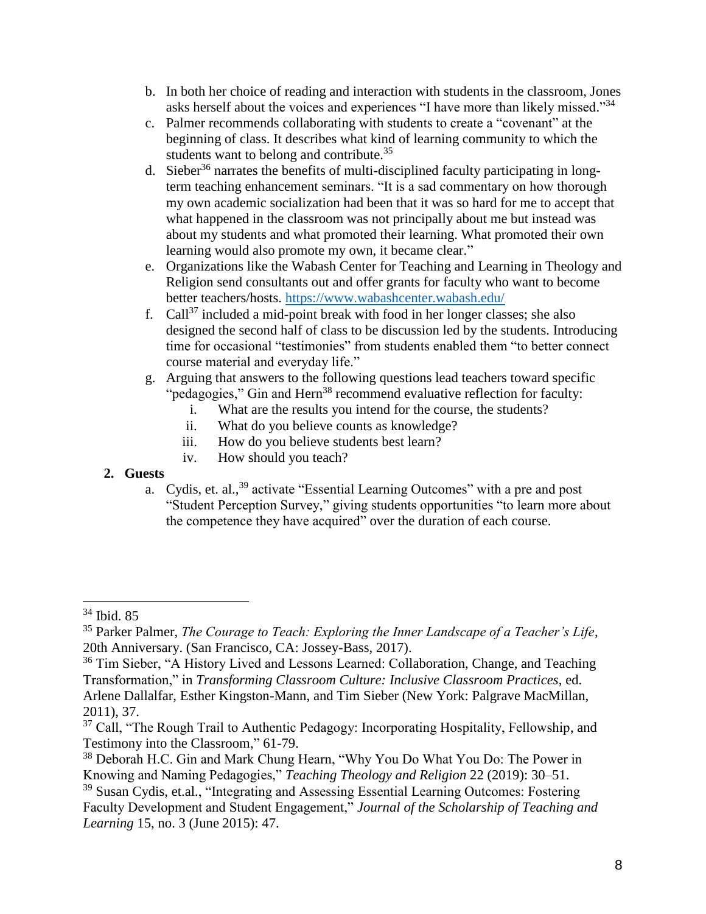b. In both her choice of reading and interaction with students in the classroom, Jones asks herself about the voices and experiences "I have more than likely missed."[34]

c. Palmer recommends collaborating with students to create a "covenant" at the beginning of class. It describes what kind of learning community to which the students want to belong and contribute.[35]

d. Sieber[36] narrates the benefits of multi-disciplined faculty participating in long-term teaching enhancement seminars. "It is a sad commentary on how thorough my own academic socialization had been that it was so hard for me to accept that what happened in the classroom was not principally about me but instead was about my students and what promoted their learning. What promoted their own learning would also promote my own, it became clear."

e. Organizations like the Wabash Center for Teaching and Learning in Theology and Religion send consultants out and offer grants for faculty who want to become better teachers/hosts. [https://www.wabashcenter.wabash.edu/](https://www.wabashcenter.wabash.edu/)

f. Call[37] included a mid-point break with food in her longer classes; she also designed the second half of class to be discussion led by the students. Introducing time for occasional "testimonies" from students enabled them "to better connect course material and everyday life."

g. Arguing that answers to the following questions lead teachers toward specific "pedagogies," Gin and Hern[38] recommend evaluative reflection for faculty:
   i. What are the results you intend for the course, the students?
   ii. What do you believe counts as knowledge?
   iii. How do you believe students best learn?
   iv. How should you teach?

**2. Guests**

a. Cydis, et. al.,[39] activate "Essential Learning Outcomes" with a pre and post "Student Perception Survey," giving students opportunities "to learn more about the competence they have acquired" over the duration of each course.

---

[34] Ibid. 85

[35] Parker Palmer, *The Courage to Teach: Exploring the Inner Landscape of a Teacher's Life*, 20th Anniversary. (San Francisco, CA: Jossey-Bass, 2017).

[36] Tim Sieber, "A History Lived and Lessons Learned: Collaboration, Change, and Teaching Transformation," in *Transforming Classroom Culture: Inclusive Classroom Practices*, ed. Arlene Dallalfar, Esther Kingston-Mann, and Tim Sieber (New York: Palgrave MacMillan, 2011), 37.

[37] Call, "The Rough Trail to Authentic Pedagogy: Incorporating Hospitality, Fellowship, and Testimony into the Classroom," 61-79.

[38] Deborah H.C. Gin and Mark Chung Hearn, "Why You Do What You Do: The Power in Knowing and Naming Pedagogies," *Teaching Theology and Religion* 22 (2019): 30–51.

[39] Susan Cydis, et.al., "Integrating and Assessing Essential Learning Outcomes: Fostering Faculty Development and Student Engagement," *Journal of the Scholarship of Teaching and Learning* 15, no. 3 (June 2015): 47.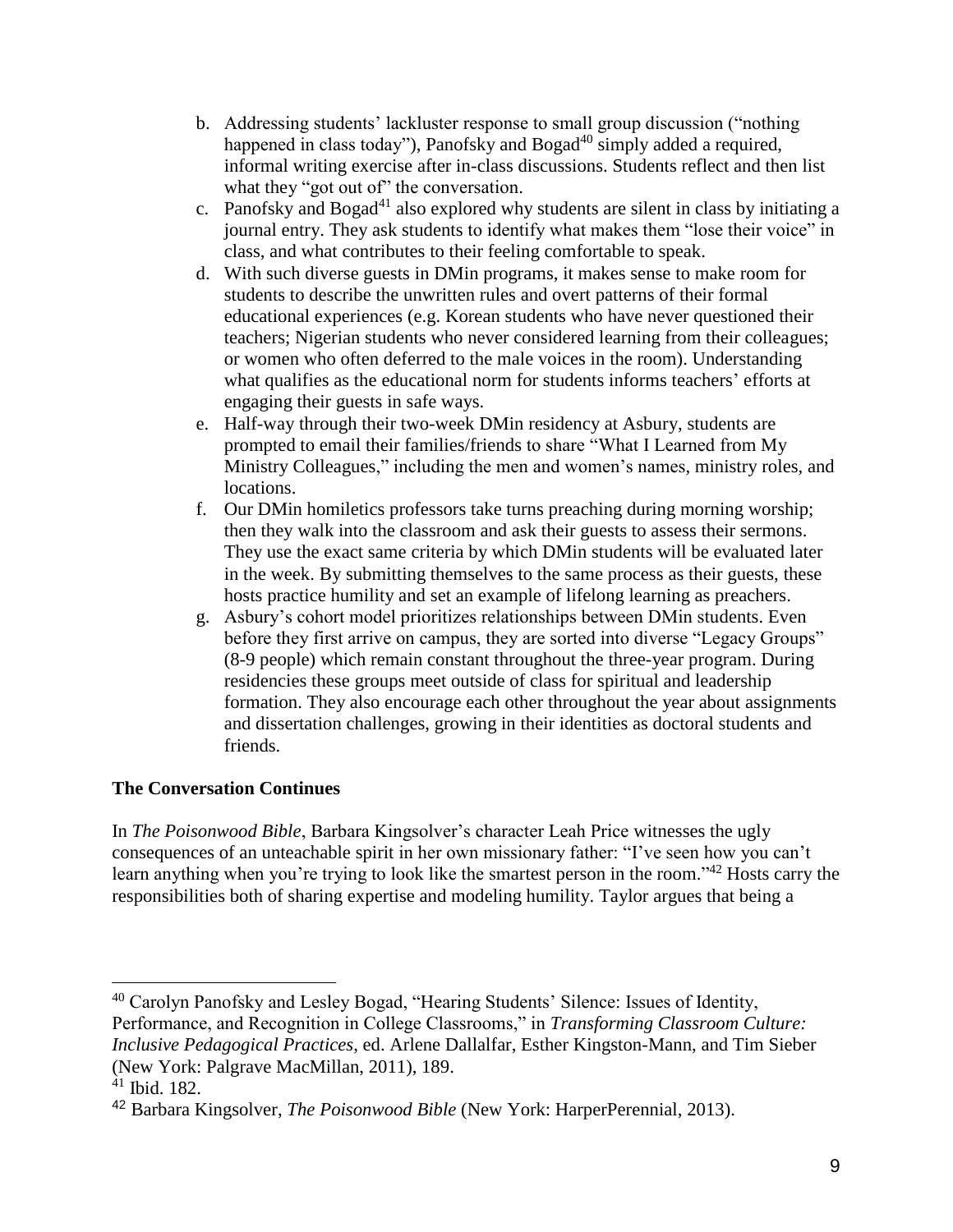b. Addressing students' lackluster response to small group discussion ("nothing happened in class today"), Panofsky and Bogad[40] simply added a required, informal writing exercise after in-class discussions. Students reflect and then list what they "got out of" the conversation.
c. Panofsky and Bogad[41] also explored why students are silent in class by initiating a journal entry. They ask students to identify what makes them "lose their voice" in class, and what contributes to their feeling comfortable to speak.
d. With such diverse guests in DMin programs, it makes sense to make room for students to describe the unwritten rules and overt patterns of their formal educational experiences (e.g. Korean students who have never questioned their teachers; Nigerian students who never considered learning from their colleagues; or women who often deferred to the male voices in the room). Understanding what qualifies as the educational norm for students informs teachers' efforts at engaging their guests in safe ways.
e. Half-way through their two-week DMin residency at Asbury, students are prompted to email their families/friends to share "What I Learned from My Ministry Colleagues," including the men and women's names, ministry roles, and locations.
f. Our DMin homiletics professors take turns preaching during morning worship; then they walk into the classroom and ask their guests to assess their sermons. They use the exact same criteria by which DMin students will be evaluated later in the week. By submitting themselves to the same process as their guests, these hosts practice humility and set an example of lifelong learning as preachers.
g. Asbury's cohort model prioritizes relationships between DMin students. Even before they first arrive on campus, they are sorted into diverse "Legacy Groups" (8-9 people) which remain constant throughout the three-year program. During residencies these groups meet outside of class for spiritual and leadership formation. They also encourage each other throughout the year about assignments and dissertation challenges, growing in their identities as doctoral students and friends.

**The Conversation Continues**

In *The Poisonwood Bible*, Barbara Kingsolver's character Leah Price witnesses the ugly consequences of an unteachable spirit in her own missionary father: "I've seen how you can't learn anything when you're trying to look like the smartest person in the room."[42] Hosts carry the responsibilities both of sharing expertise and modeling humility. Taylor argues that being a

---

[40] Carolyn Panofsky and Lesley Bogad, "Hearing Students' Silence: Issues of Identity, Performance, and Recognition in College Classrooms," in *Transforming Classroom Culture: Inclusive Pedagogical Practices*, ed. Arlene Dallalfar, Esther Kingston-Mann, and Tim Sieber (New York: Palgrave MacMillan, 2011), 189.

[41] Ibid. 182.

[42] Barbara Kingsolver, *The Poisonwood Bible* (New York: HarperPerennial, 2013).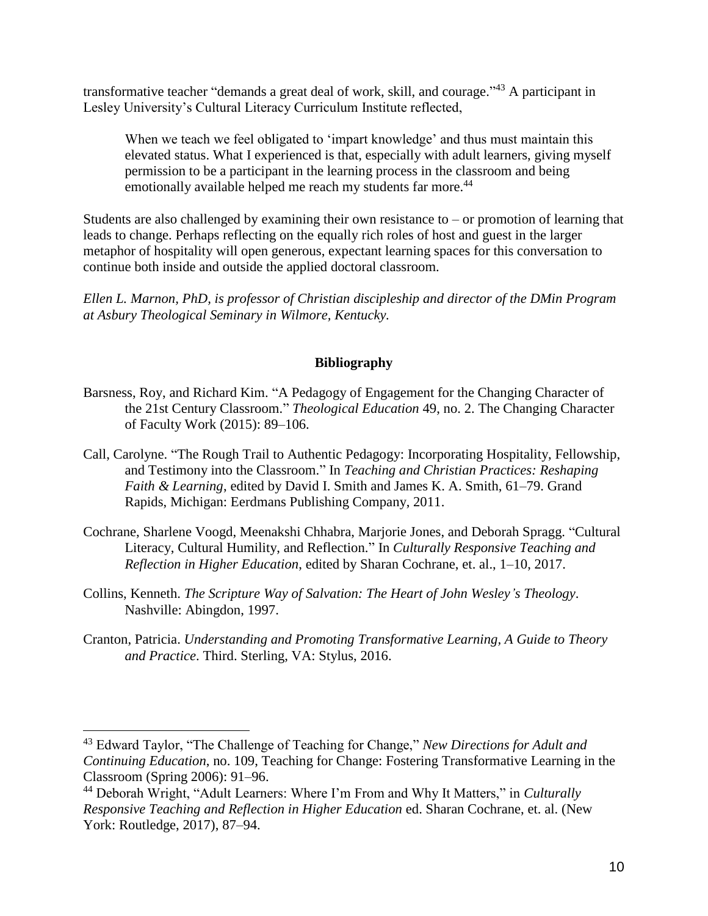transformative teacher "demands a great deal of work, skill, and courage."[43] A participant in Lesley University's Cultural Literacy Curriculum Institute reflected,

> When we teach we feel obligated to 'impart knowledge' and thus must maintain this elevated status. What I experienced is that, especially with adult learners, giving myself permission to be a participant in the learning process in the classroom and being emotionally available helped me reach my students far more.[44]

Students are also challenged by examining their own resistance to – or promotion of learning that leads to change. Perhaps reflecting on the equally rich roles of host and guest in the larger metaphor of hospitality will open generous, expectant learning spaces for this conversation to continue both inside and outside the applied doctoral classroom.

*Ellen L. Marnon, PhD, is professor of Christian discipleship and director of the DMin Program at Asbury Theological Seminary in Wilmore, Kentucky.*

## Bibliography

Barsness, Roy, and Richard Kim. "A Pedagogy of Engagement for the Changing Character of the 21st Century Classroom." *Theological Education* 49, no. 2. The Changing Character of Faculty Work (2015): 89–106.

Call, Carolyne. "The Rough Trail to Authentic Pedagogy: Incorporating Hospitality, Fellowship, and Testimony into the Classroom." In *Teaching and Christian Practices: Reshaping Faith & Learning*, edited by David I. Smith and James K. A. Smith, 61–79. Grand Rapids, Michigan: Eerdmans Publishing Company, 2011.

Cochrane, Sharlene Voogd, Meenakshi Chhabra, Marjorie Jones, and Deborah Spragg. "Cultural Literacy, Cultural Humility, and Reflection." In *Culturally Responsive Teaching and Reflection in Higher Education*, edited by Sharan Cochrane, et. al., 1–10, 2017.

Collins, Kenneth. *The Scripture Way of Salvation: The Heart of John Wesley's Theology*. Nashville: Abingdon, 1997.

Cranton, Patricia. *Understanding and Promoting Transformative Learning, A Guide to Theory and Practice*. Third. Sterling, VA: Stylus, 2016.

---

[43] Edward Taylor, "The Challenge of Teaching for Change," *New Directions for Adult and Continuing Education*, no. 109, Teaching for Change: Fostering Transformative Learning in the Classroom (Spring 2006): 91–96.

[44] Deborah Wright, "Adult Learners: Where I'm From and Why It Matters," in *Culturally Responsive Teaching and Reflection in Higher Education* ed. Sharan Cochrane, et. al. (New York: Routledge, 2017), 87–94.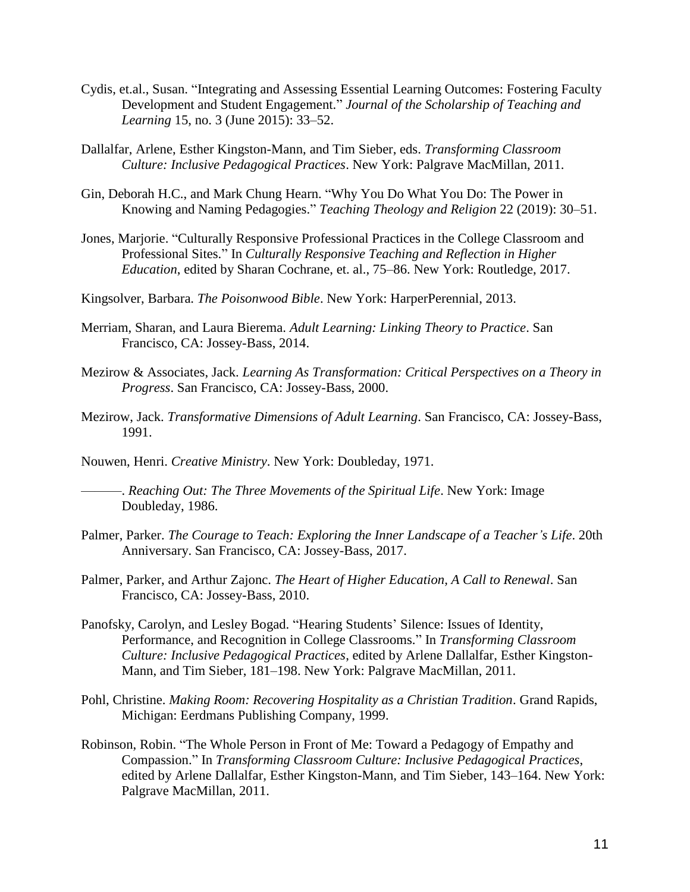Cydis, et.al., Susan. “Integrating and Assessing Essential Learning Outcomes: Fostering Faculty Development and Student Engagement.” *Journal of the Scholarship of Teaching and Learning* 15, no. 3 (June 2015): 33–52.

Dallalfar, Arlene, Esther Kingston-Mann, and Tim Sieber, eds. *Transforming Classroom Culture: Inclusive Pedagogical Practices*. New York: Palgrave MacMillan, 2011.

Gin, Deborah H.C., and Mark Chung Hearn. “Why You Do What You Do: The Power in Knowing and Naming Pedagogies.” *Teaching Theology and Religion* 22 (2019): 30–51.

Jones, Marjorie. “Culturally Responsive Professional Practices in the College Classroom and Professional Sites.” In *Culturally Responsive Teaching and Reflection in Higher Education*, edited by Sharan Cochrane, et. al., 75–86. New York: Routledge, 2017.

Kingsolver, Barbara. *The Poisonwood Bible*. New York: HarperPerennial, 2013.

Merriam, Sharan, and Laura Bierema. *Adult Learning: Linking Theory to Practice*. San Francisco, CA: Jossey-Bass, 2014.

Mezirow & Associates, Jack. *Learning As Transformation: Critical Perspectives on a Theory in Progress*. San Francisco, CA: Jossey-Bass, 2000.

Mezirow, Jack. *Transformative Dimensions of Adult Learning*. San Francisco, CA: Jossey-Bass, 1991.

Nouwen, Henri. *Creative Ministry*. New York: Doubleday, 1971.

———. *Reaching Out: The Three Movements of the Spiritual Life*. New York: Image Doubleday, 1986.

Palmer, Parker. *The Courage to Teach: Exploring the Inner Landscape of a Teacher’s Life*. 20th Anniversary. San Francisco, CA: Jossey-Bass, 2017.

Palmer, Parker, and Arthur Zajonc. *The Heart of Higher Education, A Call to Renewal*. San Francisco, CA: Jossey-Bass, 2010.

Panofsky, Carolyn, and Lesley Bogad. “Hearing Students’ Silence: Issues of Identity, Performance, and Recognition in College Classrooms.” In *Transforming Classroom Culture: Inclusive Pedagogical Practices*, edited by Arlene Dallalfar, Esther Kingston-Mann, and Tim Sieber, 181–198. New York: Palgrave MacMillan, 2011.

Pohl, Christine. *Making Room: Recovering Hospitality as a Christian Tradition*. Grand Rapids, Michigan: Eerdmans Publishing Company, 1999.

Robinson, Robin. “The Whole Person in Front of Me: Toward a Pedagogy of Empathy and Compassion.” In *Transforming Classroom Culture: Inclusive Pedagogical Practices*, edited by Arlene Dallalfar, Esther Kingston-Mann, and Tim Sieber, 143–164. New York: Palgrave MacMillan, 2011.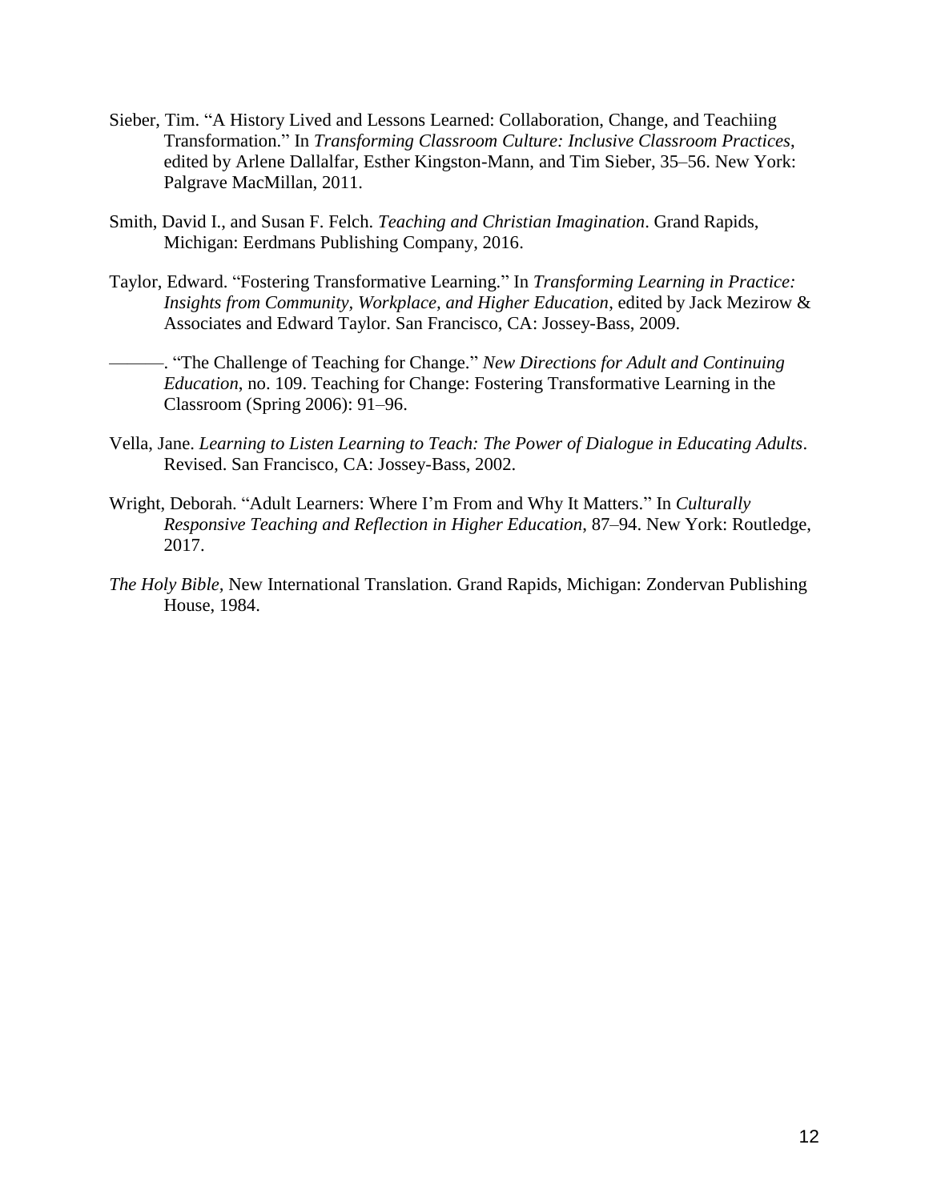Sieber, Tim. “A History Lived and Lessons Learned: Collaboration, Change, and Teachiing Transformation.” In *Transforming Classroom Culture: Inclusive Classroom Practices*, edited by Arlene Dallalfar, Esther Kingston-Mann, and Tim Sieber, 35–56. New York: Palgrave MacMillan, 2011.

Smith, David I., and Susan F. Felch. *Teaching and Christian Imagination*. Grand Rapids, Michigan: Eerdmans Publishing Company, 2016.

Taylor, Edward. “Fostering Transformative Learning.” In *Transforming Learning in Practice: Insights from Community, Workplace, and Higher Education*, edited by Jack Mezirow & Associates and Edward Taylor. San Francisco, CA: Jossey-Bass, 2009.

———. “The Challenge of Teaching for Change.” *New Directions for Adult and Continuing Education*, no. 109. Teaching for Change: Fostering Transformative Learning in the Classroom (Spring 2006): 91–96.

Vella, Jane. *Learning to Listen Learning to Teach: The Power of Dialogue in Educating Adults*. Revised. San Francisco, CA: Jossey-Bass, 2002.

Wright, Deborah. “Adult Learners: Where I’m From and Why It Matters.” In *Culturally Responsive Teaching and Reflection in Higher Education*, 87–94. New York: Routledge, 2017.

*The Holy Bible*, New International Translation. Grand Rapids, Michigan: Zondervan Publishing House, 1984.